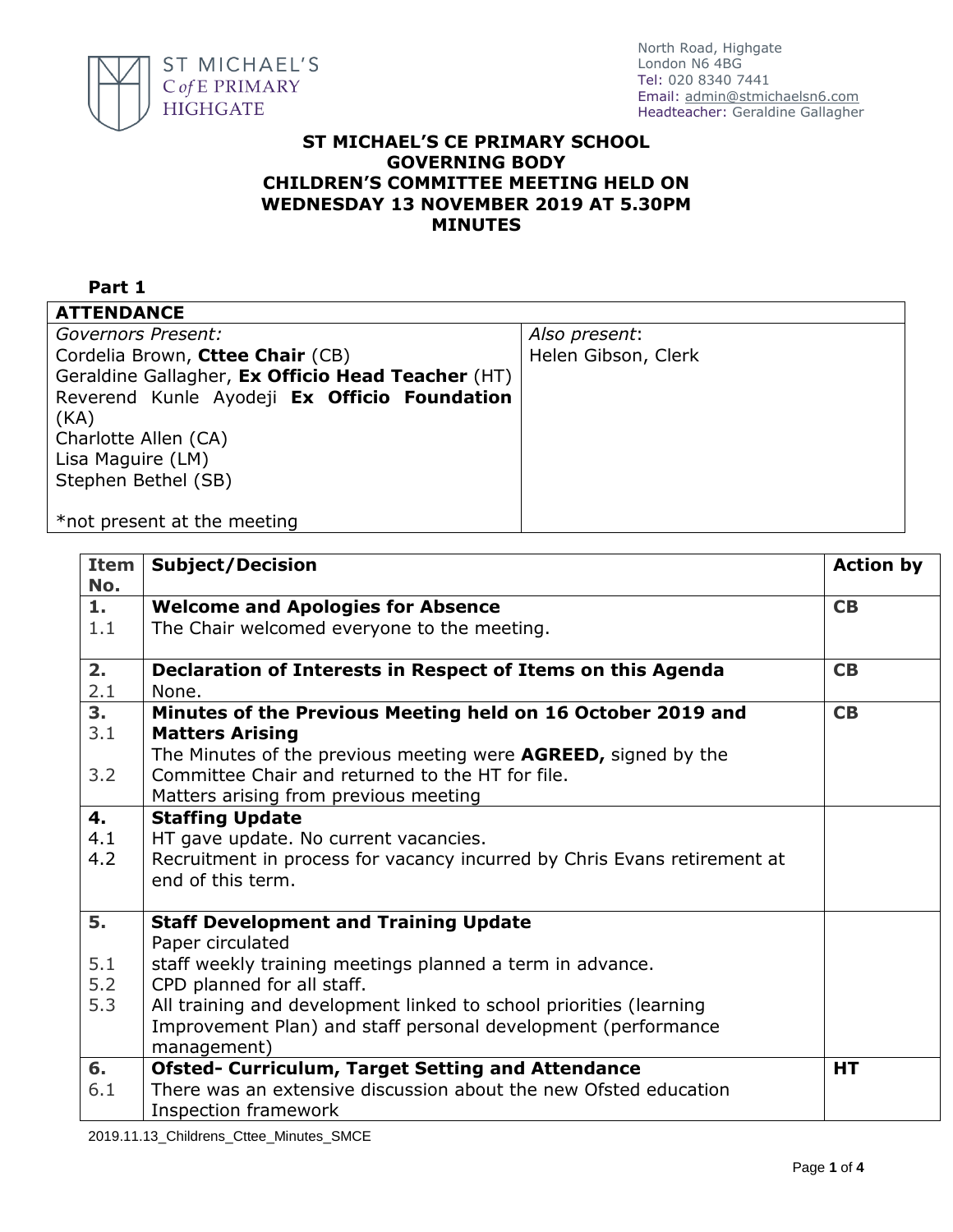ST MICHAEL'S C of E PRIMARY HIGHGATE

North Road, Highgate
London N6 4BG
Tel: 020 8340 7441
Email: admin@stmichaelsn6.com
Headteacher: Geraldine Gallagher

# ST MICHAEL'S CE PRIMARY SCHOOL
# GOVERNING BODY
# CHILDREN'S COMMITTEE MEETING HELD ON WEDNESDAY 13 NOVEMBER 2019 AT 5.30PM
# MINUTES

**Part 1**

| **ATTENDANCE** | |
|---|---|
| *Governors Present:*<br>Cordelia Brown, **Cttee Chair** (CB)<br>Geraldine Gallagher, **Ex Officio Head Teacher** (HT)<br>Reverend Kunle Ayodeji **Ex Officio Foundation** (KA)<br>Charlotte Allen (CA)<br>Lisa Maguire (LM)<br>Stephen Bethel (SB)<br><br>*not present at the meeting | *Also present*:<br>Helen Gibson, Clerk |

| Item No. | Subject/Decision | Action by |
|---|---|---|
| **1.** | **Welcome and Apologies for Absence** | **CB** |
| 1.1 | The Chair welcomed everyone to the meeting. | |
| **2.** | **Declaration of Interests in Respect of Items on this Agenda** | **CB** |
| 2.1 | None. | |
| **3.** | **Minutes of the Previous Meeting held on 16 October 2019 and Matters Arising** | **CB** |
| 3.1 | The Minutes of the previous meeting were **AGREED,** signed by the Committee Chair and returned to the HT for file. | |
| 3.2 | Matters arising from previous meeting | |
| **4.** | **Staffing Update** | |
| 4.1 | HT gave update. No current vacancies. | |
| 4.2 | Recruitment in process for vacancy incurred by Chris Evans retirement at end of this term. | |
| **5.** | **Staff Development and Training Update** | |
| | Paper circulated | |
| 5.1 | staff weekly training meetings planned a term in advance. | |
| 5.2 | CPD planned for all staff. | |
| 5.3 | All training and development linked to school priorities (learning Improvement Plan) and staff personal development (performance management) | |
| **6.** | **Ofsted- Curriculum, Target Setting and Attendance** | **HT** |
| 6.1 | There was an extensive discussion about the new Ofsted education Inspection framework | |

2019.11.13_Childrens_Cttee_Minutes_SMCE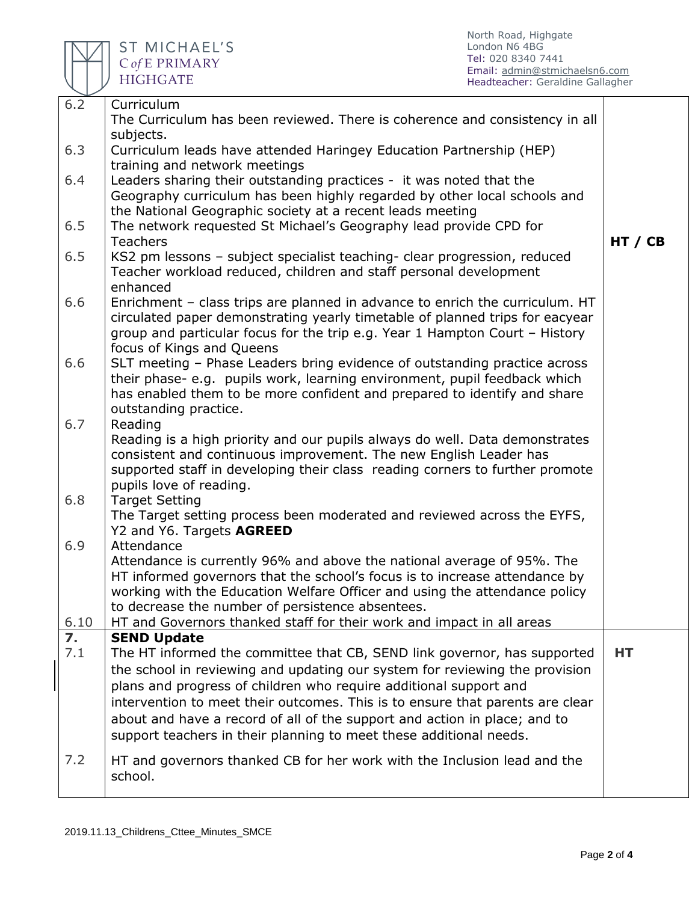| | | |
|---|---|---|
| 6.2 | Curriculum<br>The Curriculum has been reviewed. There is coherence and consistency in all subjects. | |
| 6.3 | Curriculum leads have attended Haringey Education Partnership (HEP) training and network meetings | |
| 6.4 | Leaders sharing their outstanding practices - it was noted that the Geography curriculum has been highly regarded by other local schools and the National Geographic society at a recent leads meeting | |
| 6.5 | The network requested St Michael's Geography lead provide CPD for Teachers | **HT / CB** |
| 6.5 | KS2 pm lessons – subject specialist teaching- clear progression, reduced Teacher workload reduced, children and staff personal development enhanced | |
| 6.6 | Enrichment – class trips are planned in advance to enrich the curriculum. HT circulated paper demonstrating yearly timetable of planned trips for eacyear group and particular focus for the trip e.g. Year 1 Hampton Court – History focus of Kings and Queens | |
| 6.6 | SLT meeting – Phase Leaders bring evidence of outstanding practice across their phase- e.g. pupils work, learning environment, pupil feedback which has enabled them to be more confident and prepared to identify and share outstanding practice. | |
| 6.7 | Reading<br>Reading is a high priority and our pupils always do well. Data demonstrates consistent and continuous improvement. The new English Leader has supported staff in developing their class reading corners to further promote pupils love of reading. | |
| 6.8 | Target Setting<br>The Target setting process been moderated and reviewed across the EYFS, Y2 and Y6. Targets **AGREED** | |
| 6.9 | Attendance<br>Attendance is currently 96% and above the national average of 95%. The HT informed governors that the school's focus is to increase attendance by working with the Education Welfare Officer and using the attendance policy to decrease the number of persistence absentees. | |
| 6.10 | HT and Governors thanked staff for their work and impact in all areas | |
| **7.** | **SEND Update** | |
| 7.1 | The HT informed the committee that CB, SEND link governor, has supported the school in reviewing and updating our system for reviewing the provision plans and progress of children who require additional support and intervention to meet their outcomes. This is to ensure that parents are clear about and have a record of all of the support and action in place; and to support teachers in their planning to meet these additional needs. | **HT** |
| 7.2 | HT and governors thanked CB for her work with the Inclusion lead and the school. | |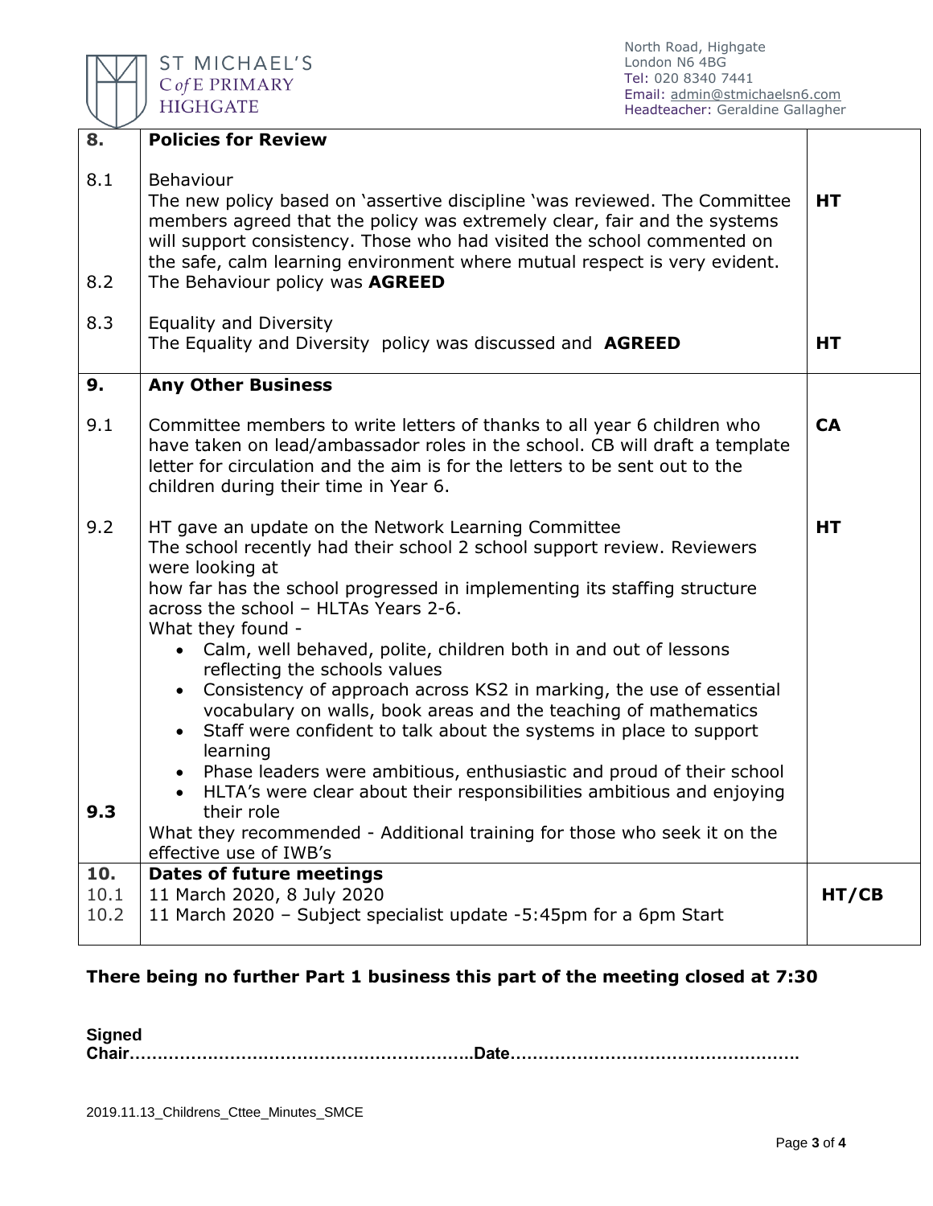| | | |
|---|---|---|
| **8.** | **Policies for Review** | |
| 8.1<br><br><br><br>8.2 | Behaviour<br>The new policy based on 'assertive discipline 'was reviewed. The Committee members agreed that the policy was extremely clear, fair and the systems will support consistency. Those who had visited the school commented on the safe, calm learning environment where mutual respect is very evident.<br>The Behaviour policy was **AGREED** | **HT** |
| 8.3 | Equality and Diversity<br>The Equality and Diversity policy was discussed and **AGREED** | **HT** |
| **9.** | **Any Other Business** | |
| 9.1 | Committee members to write letters of thanks to all year 6 children who have taken on lead/ambassador roles in the school. CB will draft a template letter for circulation and the aim is for the letters to be sent out to the children during their time in Year 6. | **CA** |
| 9.2<br><br><br><br><br><br><br><br><br><br><br><br><br>**9.3** | HT gave an update on the Network Learning Committee<br>The school recently had their school 2 school support review. Reviewers were looking at<br>how far has the school progressed in implementing its staffing structure across the school – HLTAs Years 2-6.<br>What they found -<br>• Calm, well behaved, polite, children both in and out of lessons reflecting the schools values<br>• Consistency of approach across KS2 in marking, the use of essential vocabulary on walls, book areas and the teaching of mathematics<br>• Staff were confident to talk about the systems in place to support learning<br>• Phase leaders were ambitious, enthusiastic and proud of their school<br>• HLTA's were clear about their responsibilities ambitious and enjoying their role<br>What they recommended - Additional training for those who seek it on the effective use of IWB's | **HT** |
| **10.**<br>10.1<br>10.2 | **Dates of future meetings**<br>11 March 2020, 8 July 2020<br>11 March 2020 – Subject specialist update -5:45pm for a 6pm Start | **HT/CB** |

**There being no further Part 1 business this part of the meeting closed at 7:30**

**Signed**
**Chair……………………………………………………..Date…………………………………………….**

2019.11.13_Childrens_Cttee_Minutes_SMCE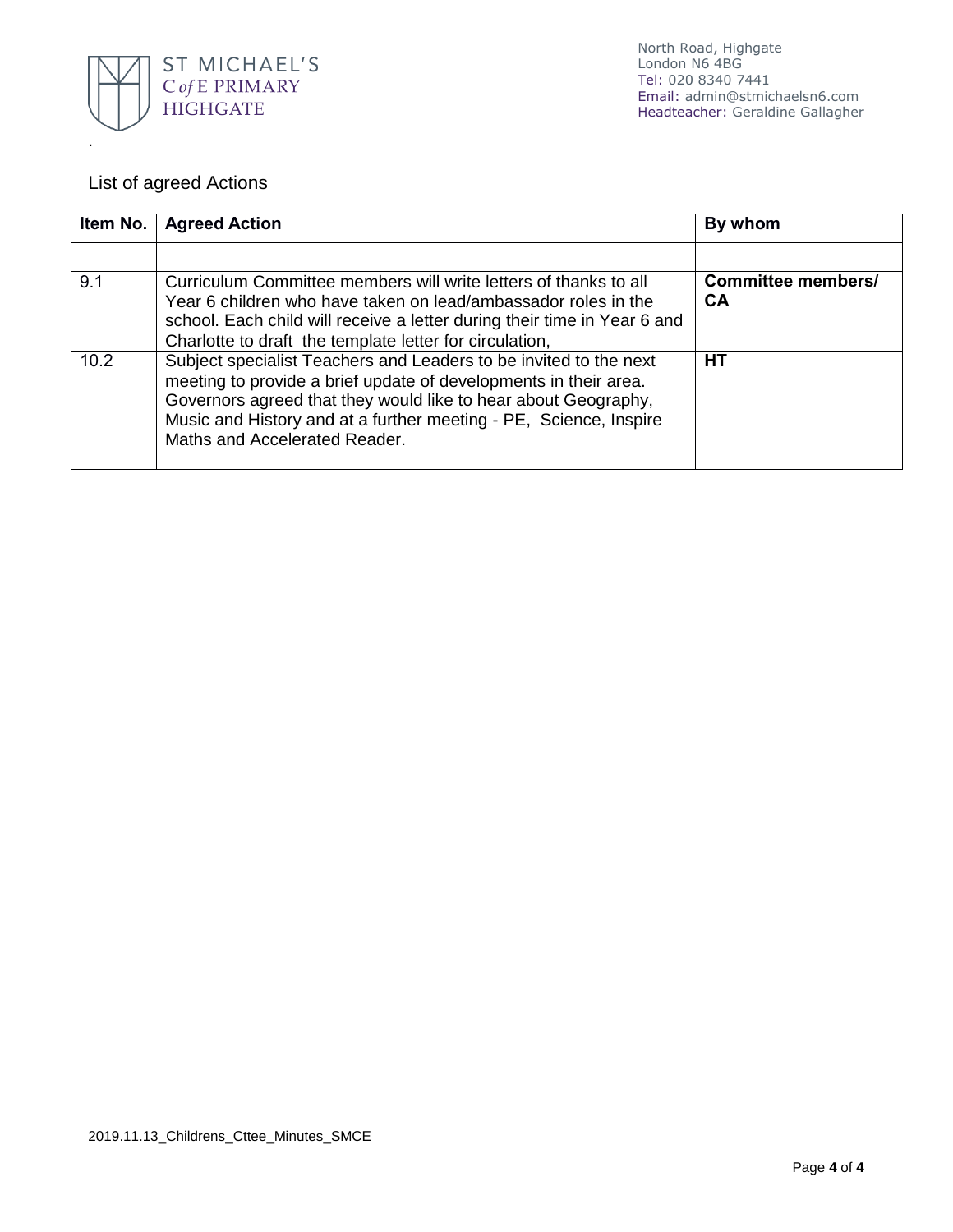ST MICHAEL'S
C of E PRIMARY
HIGHGATE

North Road, Highgate
London N6 4BG
Tel: 020 8340 7441
Email: admin@stmichaelsn6.com
Headteacher: Geraldine Gallagher

.

List of agreed Actions

| Item No. | Agreed Action | By whom |
|---|---|---|
| | | |
| 9.1 | Curriculum Committee members will write letters of thanks to all Year 6 children who have taken on lead/ambassador roles in the school. Each child will receive a letter during their time in Year 6 and Charlotte to draft the template letter for circulation, | **Committee members/ CA** |
| 10.2 | Subject specialist Teachers and Leaders to be invited to the next meeting to provide a brief update of developments in their area. Governors agreed that they would like to hear about Geography, Music and History and at a further meeting - PE, Science, Inspire Maths and Accelerated Reader. | **HT** |

2019.11.13_Childrens_Cttee_Minutes_SMCE